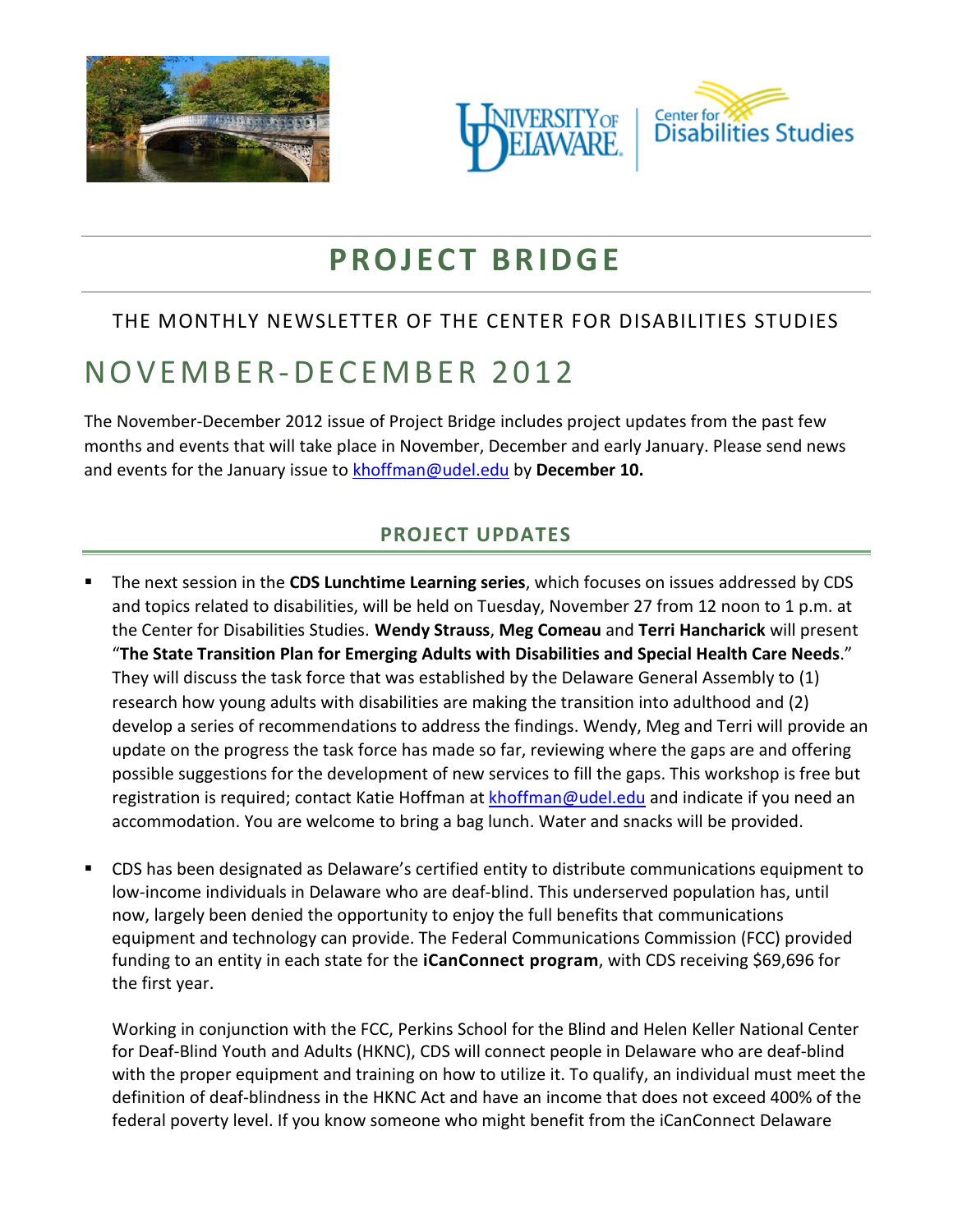# PROJECT BRIDGE

THE MONTHLY NEWSLETTER OF THE CENTER FOR DISABILITIES STUDIES

# NOVEMBER-DECEMBER 2012

The November-December 2012 issue of Project Bridge includes project updates from the past few months and events that will take place in November, December and early January. Please send news and events for the January issue to khoffman@udel.edu by **December 10.**

## PROJECT UPDATES

- The next session in the **CDS Lunchtime Learning series**, which focuses on issues addressed by CDS and topics related to disabilities, will be held on Tuesday, November 27 from 12 noon to 1 p.m. at the Center for Disabilities Studies. **Wendy Strauss**, **Meg Comeau** and **Terri Hancharick** will present "**The State Transition Plan for Emerging Adults with Disabilities and Special Health Care Needs**." They will discuss the task force that was established by the Delaware General Assembly to (1) research how young adults with disabilities are making the transition into adulthood and (2) develop a series of recommendations to address the findings. Wendy, Meg and Terri will provide an update on the progress the task force has made so far, reviewing where the gaps are and offering possible suggestions for the development of new services to fill the gaps. This workshop is free but registration is required; contact Katie Hoffman at khoffman@udel.edu and indicate if you need an accommodation. You are welcome to bring a bag lunch. Water and snacks will be provided.

- CDS has been designated as Delaware's certified entity to distribute communications equipment to low-income individuals in Delaware who are deaf-blind. This underserved population has, until now, largely been denied the opportunity to enjoy the full benefits that communications equipment and technology can provide. The Federal Communications Commission (FCC) provided funding to an entity in each state for the **iCanConnect program**, with CDS receiving $69,696 for the first year.

  Working in conjunction with the FCC, Perkins School for the Blind and Helen Keller National Center for Deaf-Blind Youth and Adults (HKNC), CDS will connect people in Delaware who are deaf-blind with the proper equipment and training on how to utilize it. To qualify, an individual must meet the definition of deaf-blindness in the HKNC Act and have an income that does not exceed 400% of the federal poverty level. If you know someone who might benefit from the iCanConnect Delaware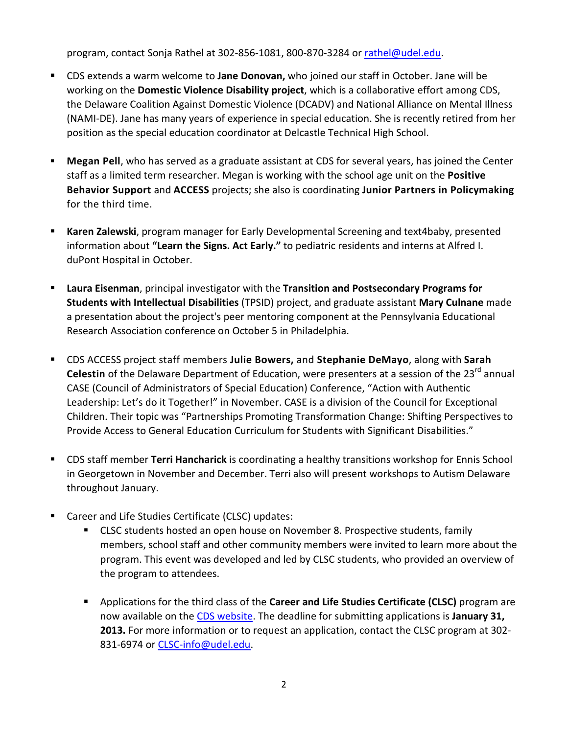program, contact Sonja Rathel at 302-856-1081, 800-870-3284 or [rathel@udel.edu](mailto:rathel@udel.edu).

- CDS extends a warm welcome to **Jane Donovan,** who joined our staff in October. Jane will be working on the **Domestic Violence Disability project**, which is a collaborative effort among CDS, the Delaware Coalition Against Domestic Violence (DCADV) and National Alliance on Mental Illness (NAMI-DE). Jane has many years of experience in special education. She is recently retired from her position as the special education coordinator at Delcastle Technical High School.

- **Megan Pell**, who has served as a graduate assistant at CDS for several years, has joined the Center staff as a limited term researcher. Megan is working with the school age unit on the **Positive Behavior Support** and **ACCESS** projects; she also is coordinating **Junior Partners in Policymaking** for the third time.

- **Karen Zalewski**, program manager for Early Developmental Screening and text4baby, presented information about **"Learn the Signs. Act Early."** to pediatric residents and interns at Alfred I. duPont Hospital in October.

- **Laura Eisenman**, principal investigator with the **Transition and Postsecondary Programs for Students with Intellectual Disabilities** (TPSID) project, and graduate assistant **Mary Culnane** made a presentation about the project's peer mentoring component at the Pennsylvania Educational Research Association conference on October 5 in Philadelphia.

- CDS ACCESS project staff members **Julie Bowers,** and **Stephanie DeMayo**, along with **Sarah Celestin** of the Delaware Department of Education, were presenters at a session of the 23rd annual CASE (Council of Administrators of Special Education) Conference, "Action with Authentic Leadership: Let's do it Together!" in November. CASE is a division of the Council for Exceptional Children. Their topic was "Partnerships Promoting Transformation Change: Shifting Perspectives to Provide Access to General Education Curriculum for Students with Significant Disabilities."

- CDS staff member **Terri Hancharick** is coordinating a healthy transitions workshop for Ennis School in Georgetown in November and December. Terri also will present workshops to Autism Delaware throughout January.

- Career and Life Studies Certificate (CLSC) updates:
  - CLSC students hosted an open house on November 8. Prospective students, family members, school staff and other community members were invited to learn more about the program. This event was developed and led by CLSC students, who provided an overview of the program to attendees.
  - Applications for the third class of the **Career and Life Studies Certificate (CLSC)** program are now available on the [CDS website](). The deadline for submitting applications is **January 31, 2013.** For more information or to request an application, contact the CLSC program at 302-831-6974 or [CLSC-info@udel.edu](mailto:CLSC-info@udel.edu).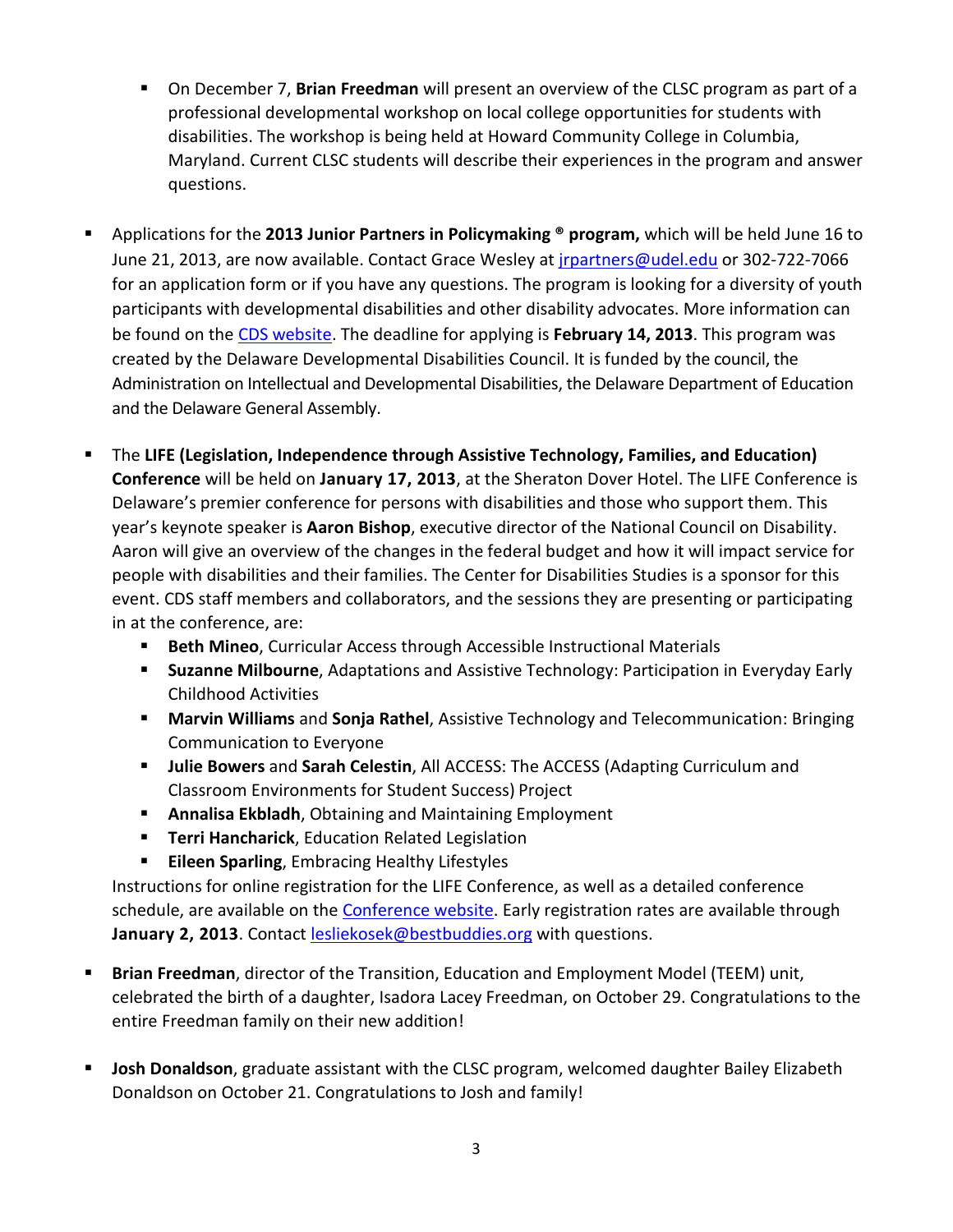- On December 7, **Brian Freedman** will present an overview of the CLSC program as part of a professional developmental workshop on local college opportunities for students with disabilities. The workshop is being held at Howard Community College in Columbia, Maryland. Current CLSC students will describe their experiences in the program and answer questions.

- Applications for the **2013 Junior Partners in Policymaking ® program,** which will be held June 16 to June 21, 2013, are now available. Contact Grace Wesley at jrpartners@udel.edu or 302-722-7066 for an application form or if you have any questions. The program is looking for a diversity of youth participants with developmental disabilities and other disability advocates. More information can be found on the CDS website. The deadline for applying is **February 14, 2013**. This program was created by the Delaware Developmental Disabilities Council. It is funded by the council, the Administration on Intellectual and Developmental Disabilities, the Delaware Department of Education and the Delaware General Assembly.

- The **LIFE (Legislation, Independence through Assistive Technology, Families, and Education) Conference** will be held on **January 17, 2013**, at the Sheraton Dover Hotel. The LIFE Conference is Delaware's premier conference for persons with disabilities and those who support them. This year's keynote speaker is **Aaron Bishop**, executive director of the National Council on Disability. Aaron will give an overview of the changes in the federal budget and how it will impact service for people with disabilities and their families. The Center for Disabilities Studies is a sponsor for this event. CDS staff members and collaborators, and the sessions they are presenting or participating in at the conference, are:
  - **Beth Mineo**, Curricular Access through Accessible Instructional Materials
  - **Suzanne Milbourne**, Adaptations and Assistive Technology: Participation in Everyday Early Childhood Activities
  - **Marvin Williams** and **Sonja Rathel**, Assistive Technology and Telecommunication: Bringing Communication to Everyone
  - **Julie Bowers** and **Sarah Celestin**, All ACCESS: The ACCESS (Adapting Curriculum and Classroom Environments for Student Success) Project
  - **Annalisa Ekbladh**, Obtaining and Maintaining Employment
  - **Terri Hancharick**, Education Related Legislation
  - **Eileen Sparling**, Embracing Healthy Lifestyles

  Instructions for online registration for the LIFE Conference, as well as a detailed conference schedule, are available on the Conference website. Early registration rates are available through **January 2, 2013**. Contact lesliekosek@bestbuddies.org with questions.

- **Brian Freedman**, director of the Transition, Education and Employment Model (TEEM) unit, celebrated the birth of a daughter, Isadora Lacey Freedman, on October 29. Congratulations to the entire Freedman family on their new addition!

- **Josh Donaldson**, graduate assistant with the CLSC program, welcomed daughter Bailey Elizabeth Donaldson on October 21. Congratulations to Josh and family!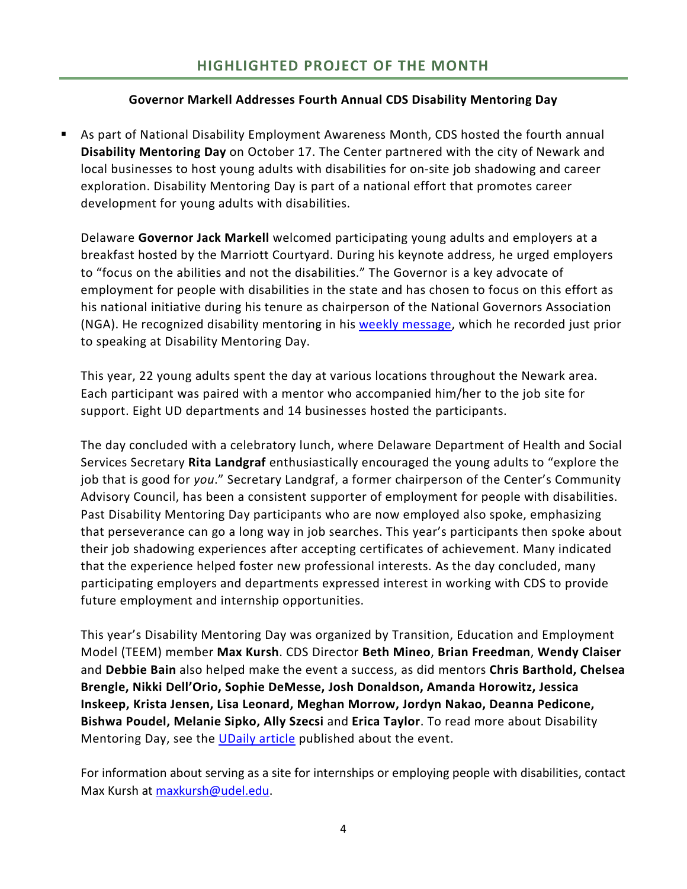## HIGHLIGHTED PROJECT OF THE MONTH

**Governor Markell Addresses Fourth Annual CDS Disability Mentoring Day**

- As part of National Disability Employment Awareness Month, CDS hosted the fourth annual **Disability Mentoring Day** on October 17. The Center partnered with the city of Newark and local businesses to host young adults with disabilities for on-site job shadowing and career exploration. Disability Mentoring Day is part of a national effort that promotes career development for young adults with disabilities.

  Delaware **Governor Jack Markell** welcomed participating young adults and employers at a breakfast hosted by the Marriott Courtyard. During his keynote address, he urged employers to "focus on the abilities and not the disabilities." The Governor is a key advocate of employment for people with disabilities in the state and has chosen to focus on this effort as his national initiative during his tenure as chairperson of the National Governors Association (NGA). He recognized disability mentoring in his weekly message, which he recorded just prior to speaking at Disability Mentoring Day.

  This year, 22 young adults spent the day at various locations throughout the Newark area. Each participant was paired with a mentor who accompanied him/her to the job site for support. Eight UD departments and 14 businesses hosted the participants.

  The day concluded with a celebratory lunch, where Delaware Department of Health and Social Services Secretary **Rita Landgraf** enthusiastically encouraged the young adults to "explore the job that is good for *you*." Secretary Landgraf, a former chairperson of the Center's Community Advisory Council, has been a consistent supporter of employment for people with disabilities. Past Disability Mentoring Day participants who are now employed also spoke, emphasizing that perseverance can go a long way in job searches. This year's participants then spoke about their job shadowing experiences after accepting certificates of achievement. Many indicated that the experience helped foster new professional interests. As the day concluded, many participating employers and departments expressed interest in working with CDS to provide future employment and internship opportunities.

  This year's Disability Mentoring Day was organized by Transition, Education and Employment Model (TEEM) member **Max Kursh**. CDS Director **Beth Mineo**, **Brian Freedman**, **Wendy Claiser** and **Debbie Bain** also helped make the event a success, as did mentors **Chris Barthold, Chelsea Brengle, Nikki Dell'Orio, Sophie DeMesse, Josh Donaldson, Amanda Horowitz, Jessica Inskeep, Krista Jensen, Lisa Leonard, Meghan Morrow, Jordyn Nakao, Deanna Pedicone, Bishwa Poudel, Melanie Sipko, Ally Szecsi** and **Erica Taylor**. To read more about Disability Mentoring Day, see the UDaily article published about the event.

  For information about serving as a site for internships or employing people with disabilities, contact Max Kursh at maxkursh@udel.edu.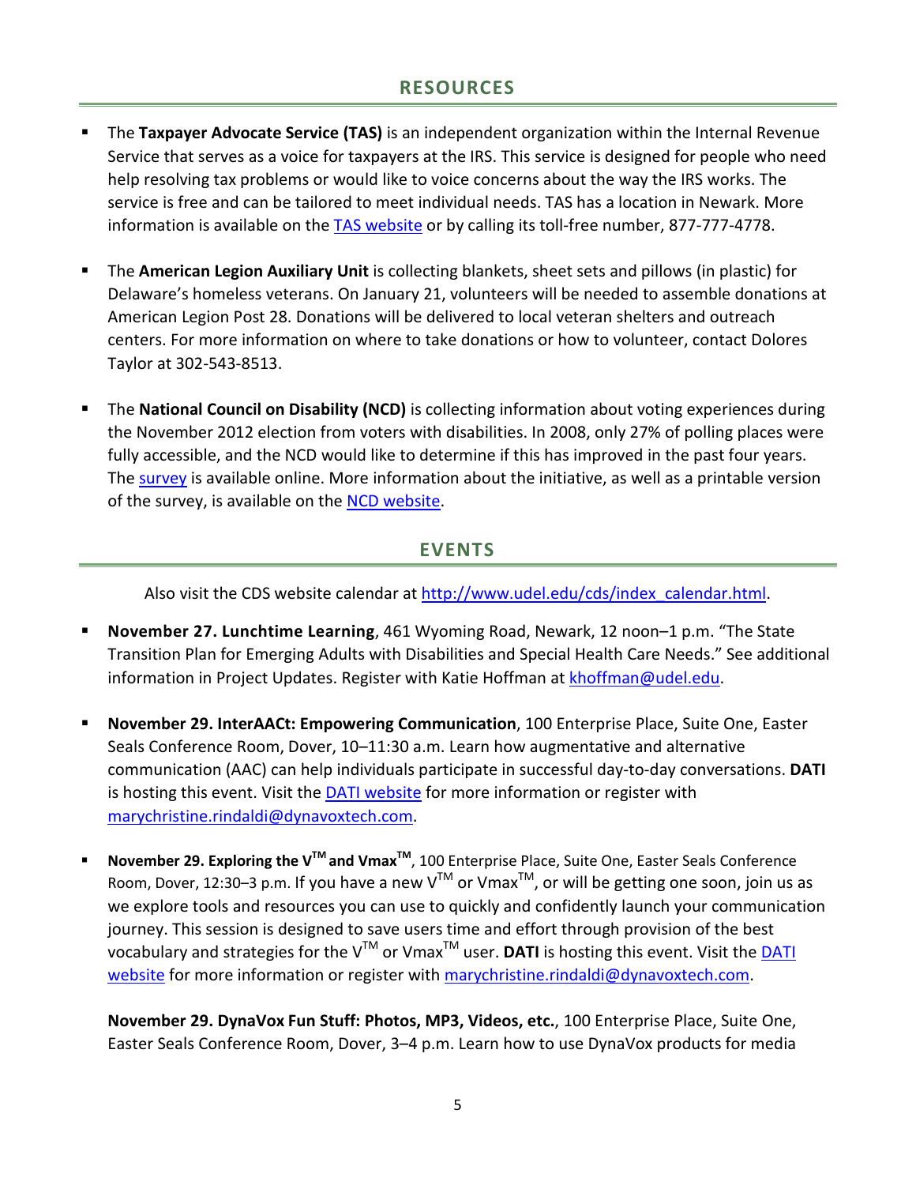## RESOURCES

- The **Taxpayer Advocate Service (TAS)** is an independent organization within the Internal Revenue Service that serves as a voice for taxpayers at the IRS. This service is designed for people who need help resolving tax problems or would like to voice concerns about the way the IRS works. The service is free and can be tailored to meet individual needs. TAS has a location in Newark. More information is available on the TAS website or by calling its toll-free number, 877-777-4778.

- The **American Legion Auxiliary Unit** is collecting blankets, sheet sets and pillows (in plastic) for Delaware's homeless veterans. On January 21, volunteers will be needed to assemble donations at American Legion Post 28. Donations will be delivered to local veteran shelters and outreach centers. For more information on where to take donations or how to volunteer, contact Dolores Taylor at 302-543-8513.

- The **National Council on Disability (NCD)** is collecting information about voting experiences during the November 2012 election from voters with disabilities. In 2008, only 27% of polling places were fully accessible, and the NCD would like to determine if this has improved in the past four years. The survey is available online. More information about the initiative, as well as a printable version of the survey, is available on the NCD website.

## EVENTS

Also visit the CDS website calendar at http://www.udel.edu/cds/index_calendar.html.

- **November 27. Lunchtime Learning**, 461 Wyoming Road, Newark, 12 noon–1 p.m. "The State Transition Plan for Emerging Adults with Disabilities and Special Health Care Needs." See additional information in Project Updates. Register with Katie Hoffman at khoffman@udel.edu.

- **November 29. InterAACt: Empowering Communication**, 100 Enterprise Place, Suite One, Easter Seals Conference Room, Dover, 10–11:30 a.m. Learn how augmentative and alternative communication (AAC) can help individuals participate in successful day-to-day conversations. **DATI** is hosting this event. Visit the DATI website for more information or register with marychristine.rindaldi@dynavoxtech.com.

- **November 29. Exploring the V™ and Vmax™**, 100 Enterprise Place, Suite One, Easter Seals Conference Room, Dover, 12:30–3 p.m. If you have a new V™ or Vmax™, or will be getting one soon, join us as we explore tools and resources you can use to quickly and confidently launch your communication journey. This session is designed to save users time and effort through provision of the best vocabulary and strategies for the V™ or Vmax™ user. **DATI** is hosting this event. Visit the DATI website for more information or register with marychristine.rindaldi@dynavoxtech.com.

  **November 29. DynaVox Fun Stuff: Photos, MP3, Videos, etc.**, 100 Enterprise Place, Suite One, Easter Seals Conference Room, Dover, 3–4 p.m. Learn how to use DynaVox products for media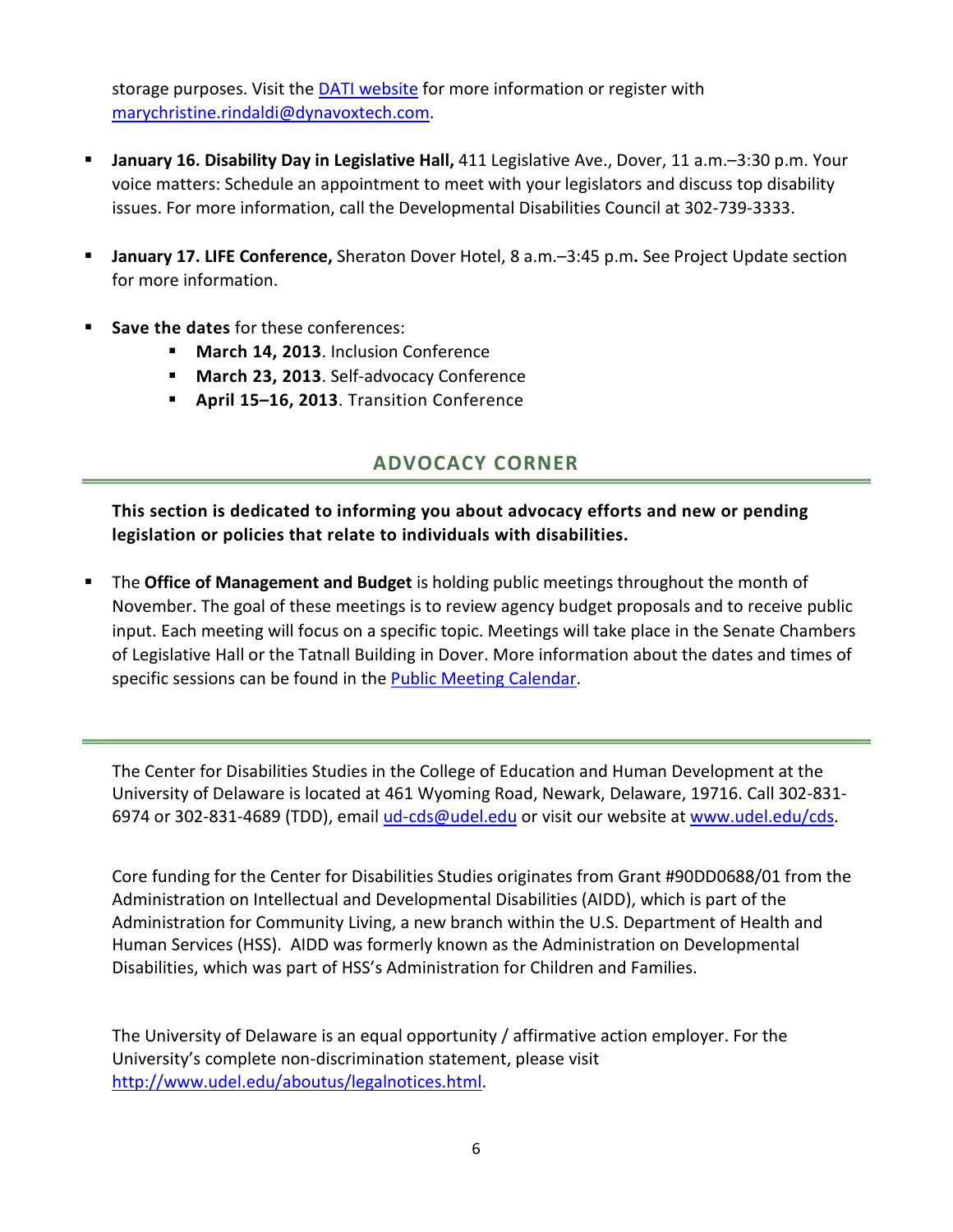storage purposes. Visit the [DATI website](#) for more information or register with [marychristine.rindaldi@dynavoxtech.com](mailto:marychristine.rindaldi@dynavoxtech.com).

- **January 16. Disability Day in Legislative Hall,** 411 Legislative Ave., Dover, 11 a.m.–3:30 p.m. Your voice matters: Schedule an appointment to meet with your legislators and discuss top disability issues. For more information, call the Developmental Disabilities Council at 302-739-3333.

- **January 17. LIFE Conference,** Sheraton Dover Hotel, 8 a.m.–3:45 p.m**.** See Project Update section for more information.

- **Save the dates** for these conferences:
  - **March 14, 2013**. Inclusion Conference
  - **March 23, 2013**. Self-advocacy Conference
  - **April 15–16, 2013**. Transition Conference

## ADVOCACY CORNER

**This section is dedicated to informing you about advocacy efforts and new or pending legislation or policies that relate to individuals with disabilities.**

- The **Office of Management and Budget** is holding public meetings throughout the month of November. The goal of these meetings is to review agency budget proposals and to receive public input. Each meeting will focus on a specific topic. Meetings will take place in the Senate Chambers of Legislative Hall or the Tatnall Building in Dover. More information about the dates and times of specific sessions can be found in the [Public Meeting Calendar](#).

---

The Center for Disabilities Studies in the College of Education and Human Development at the University of Delaware is located at 461 Wyoming Road, Newark, Delaware, 19716. Call 302-831-6974 or 302-831-4689 (TDD), email [ud-cds@udel.edu](mailto:ud-cds@udel.edu) or visit our website at [www.udel.edu/cds](http://www.udel.edu/cds).

Core funding for the Center for Disabilities Studies originates from Grant #90DD0688/01 from the Administration on Intellectual and Developmental Disabilities (AIDD), which is part of the Administration for Community Living, a new branch within the U.S. Department of Health and Human Services (HSS). AIDD was formerly known as the Administration on Developmental Disabilities, which was part of HSS's Administration for Children and Families.

The University of Delaware is an equal opportunity / affirmative action employer. For the University's complete non-discrimination statement, please visit [http://www.udel.edu/aboutus/legalnotices.html](http://www.udel.edu/aboutus/legalnotices.html).